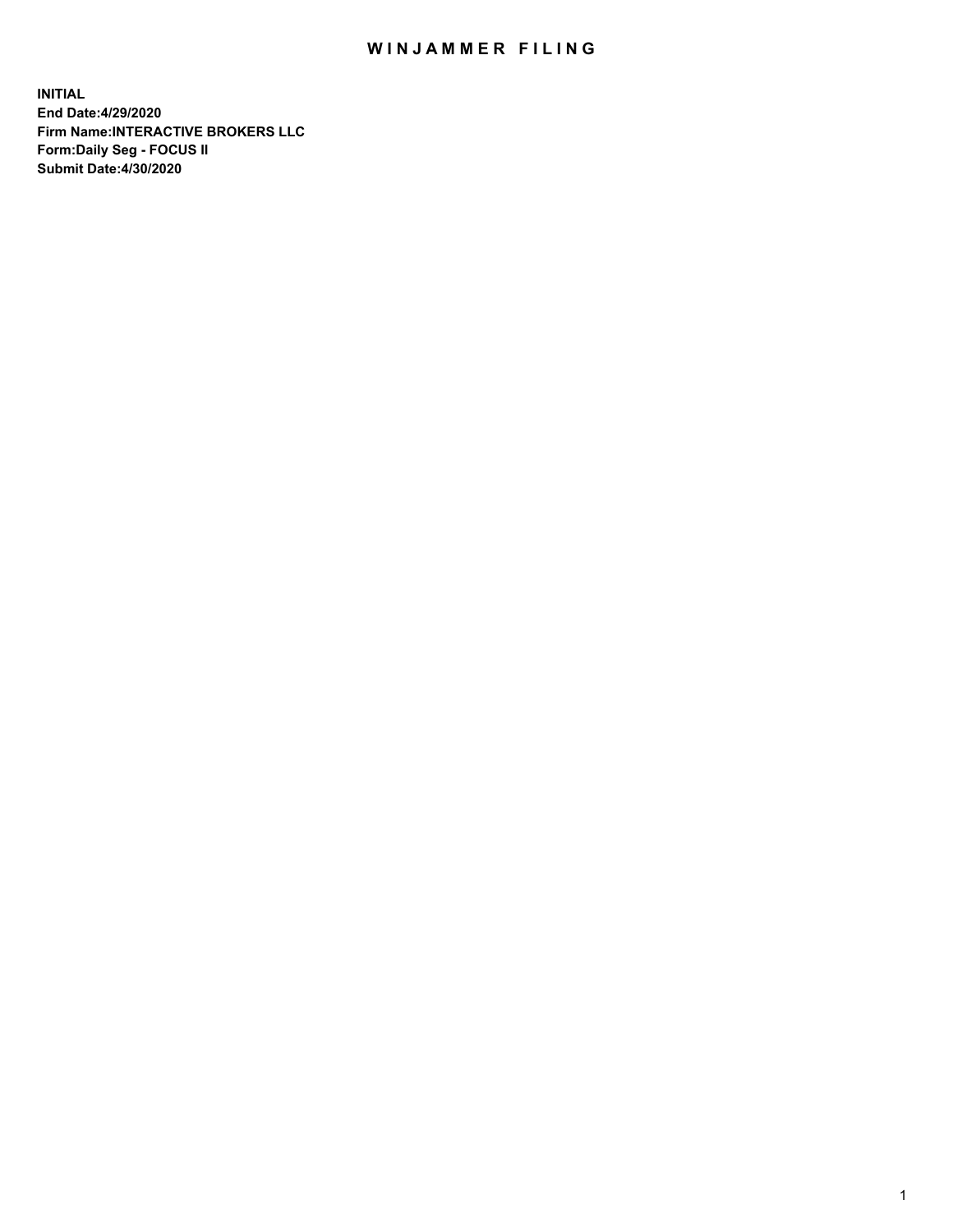# WINJAMMER FILING

**INITIAL**
**End Date:4/29/2020**
**Firm Name:INTERACTIVE BROKERS LLC**
**Form:Daily Seg - FOCUS II**
**Submit Date:4/30/2020**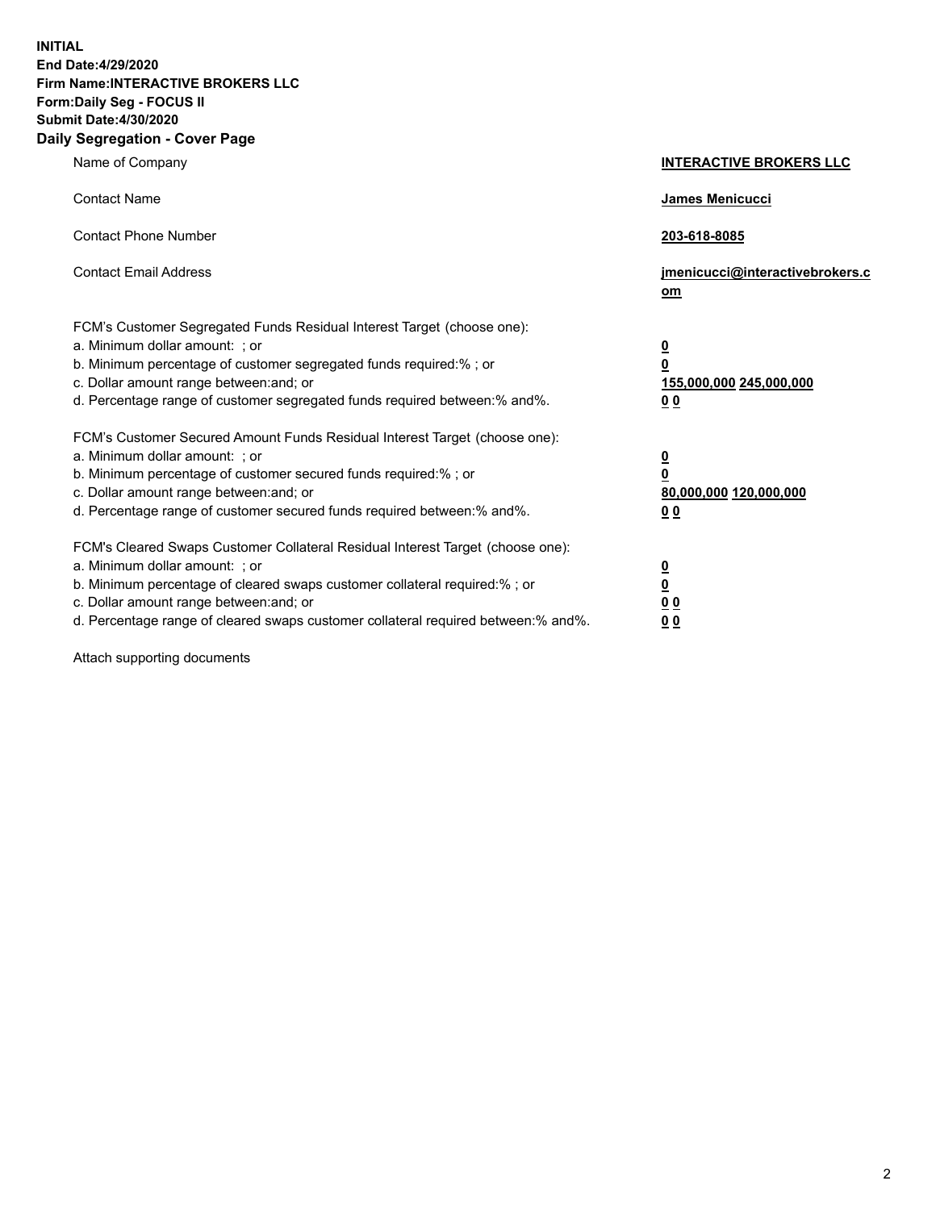**INITIAL**
**End Date:4/29/2020**
**Firm Name:INTERACTIVE BROKERS LLC**
**Form:Daily Seg - FOCUS II**
**Submit Date:4/30/2020**
**Daily Segregation - Cover Page**

| | |
|---|---|
| Name of Company | **INTERACTIVE BROKERS LLC** |
| Contact Name | **James Menicucci** |
| Contact Phone Number | **203-618-8085** |
| Contact Email Address | **jmenicucci@interactivebrokers.com** |
| FCM's Customer Segregated Funds Residual Interest Target (choose one): | |
| a. Minimum dollar amount: ; or | **0** |
| b. Minimum percentage of customer segregated funds required:% ; or | **0** |
| c. Dollar amount range between:and; or | **155,000,000 245,000,000** |
| d. Percentage range of customer segregated funds required between:% and%. | **0 0** |
| FCM's Customer Secured Amount Funds Residual Interest Target (choose one): | |
| a. Minimum dollar amount: ; or | **0** |
| b. Minimum percentage of customer secured funds required:% ; or | **0** |
| c. Dollar amount range between:and; or | **80,000,000 120,000,000** |
| d. Percentage range of customer secured funds required between:% and%. | **0 0** |
| FCM's Cleared Swaps Customer Collateral Residual Interest Target (choose one): | |
| a. Minimum dollar amount: ; or | **0** |
| b. Minimum percentage of cleared swaps customer collateral required:% ; or | **0** |
| c. Dollar amount range between:and; or | **0 0** |
| d. Percentage range of cleared swaps customer collateral required between:% and%. | **0 0** |

Attach supporting documents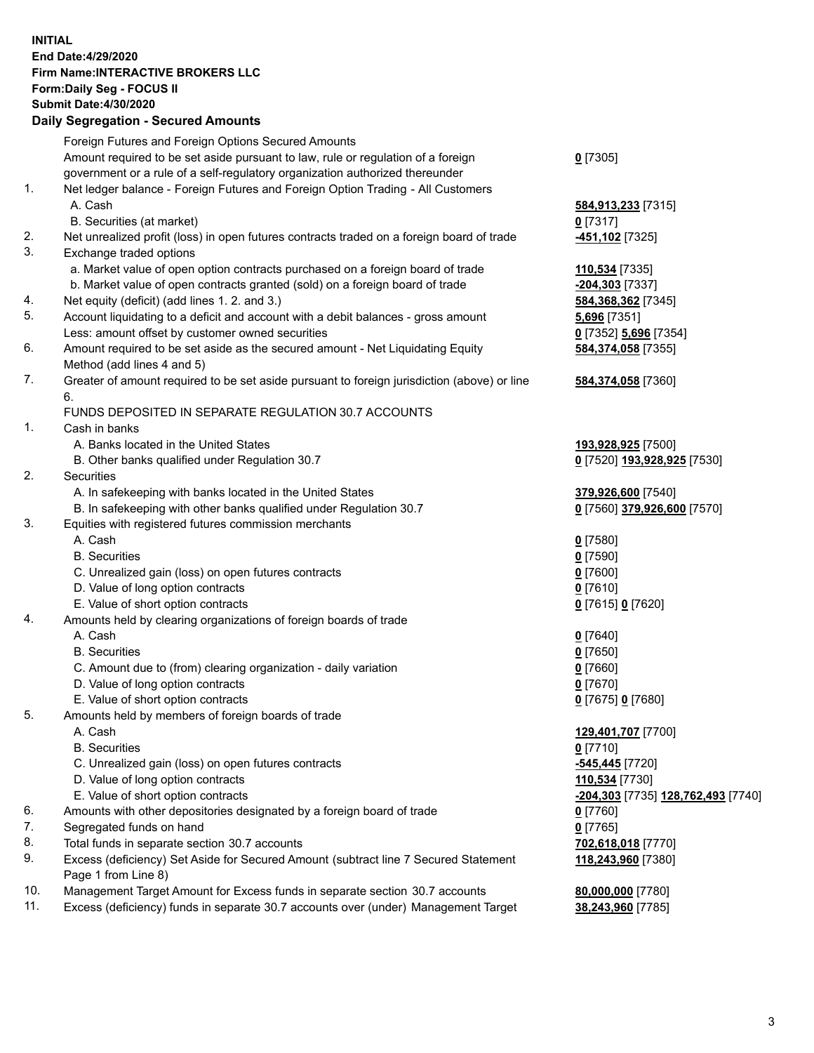**INITIAL**
**End Date:4/29/2020**
**Firm Name:INTERACTIVE BROKERS LLC**
**Form:Daily Seg - FOCUS II**
**Submit Date:4/30/2020**

## Daily Segregation - Secured Amounts

| | | |
|---|---|---|
| | Foreign Futures and Foreign Options Secured Amounts | |
| | Amount required to be set aside pursuant to law, rule or regulation of a foreign government or a rule of a self-regulatory organization authorized thereunder | **0** [7305] |
| 1. | Net ledger balance - Foreign Futures and Foreign Option Trading - All Customers | |
| | A. Cash | **584,913,233** [7315] |
| | B. Securities (at market) | **0** [7317] |
| 2. | Net unrealized profit (loss) in open futures contracts traded on a foreign board of trade | **-451,102** [7325] |
| 3. | Exchange traded options | |
| | a. Market value of open option contracts purchased on a foreign board of trade | **110,534** [7335] |
| | b. Market value of open contracts granted (sold) on a foreign board of trade | **-204,303** [7337] |
| 4. | Net equity (deficit) (add lines 1. 2. and 3.) | **584,368,362** [7345] |
| 5. | Account liquidating to a deficit and account with a debit balances - gross amount | **5,696** [7351] |
| | Less: amount offset by customer owned securities | **0** [7352] **5,696** [7354] |
| 6. | Amount required to be set aside as the secured amount - Net Liquidating Equity Method (add lines 4 and 5) | **584,374,058** [7355] |
| 7. | Greater of amount required to be set aside pursuant to foreign jurisdiction (above) or line 6. | **584,374,058** [7360] |
| | FUNDS DEPOSITED IN SEPARATE REGULATION 30.7 ACCOUNTS | |
| 1. | Cash in banks | |
| | A. Banks located in the United States | **193,928,925** [7500] |
| | B. Other banks qualified under Regulation 30.7 | **0** [7520] **193,928,925** [7530] |
| 2. | Securities | |
| | A. In safekeeping with banks located in the United States | **379,926,600** [7540] |
| | B. In safekeeping with other banks qualified under Regulation 30.7 | **0** [7560] **379,926,600** [7570] |
| 3. | Equities with registered futures commission merchants | |
| | A. Cash | **0** [7580] |
| | B. Securities | **0** [7590] |
| | C. Unrealized gain (loss) on open futures contracts | **0** [7600] |
| | D. Value of long option contracts | **0** [7610] |
| | E. Value of short option contracts | **0** [7615] **0** [7620] |
| 4. | Amounts held by clearing organizations of foreign boards of trade | |
| | A. Cash | **0** [7640] |
| | B. Securities | **0** [7650] |
| | C. Amount due to (from) clearing organization - daily variation | **0** [7660] |
| | D. Value of long option contracts | **0** [7670] |
| | E. Value of short option contracts | **0** [7675] **0** [7680] |
| 5. | Amounts held by members of foreign boards of trade | |
| | A. Cash | **129,401,707** [7700] |
| | B. Securities | **0** [7710] |
| | C. Unrealized gain (loss) on open futures contracts | **-545,445** [7720] |
| | D. Value of long option contracts | **110,534** [7730] |
| | E. Value of short option contracts | **-204,303** [7735] **128,762,493** [7740] |
| 6. | Amounts with other depositories designated by a foreign board of trade | **0** [7760] |
| 7. | Segregated funds on hand | **0** [7765] |
| 8. | Total funds in separate section 30.7 accounts | **702,618,018** [7770] |
| 9. | Excess (deficiency) Set Aside for Secured Amount (subtract line 7 Secured Statement Page 1 from Line 8) | **118,243,960** [7380] |
| 10. | Management Target Amount for Excess funds in separate section 30.7 accounts | **80,000,000** [7780] |
| 11. | Excess (deficiency) funds in separate 30.7 accounts over (under) Management Target | **38,243,960** [7785] |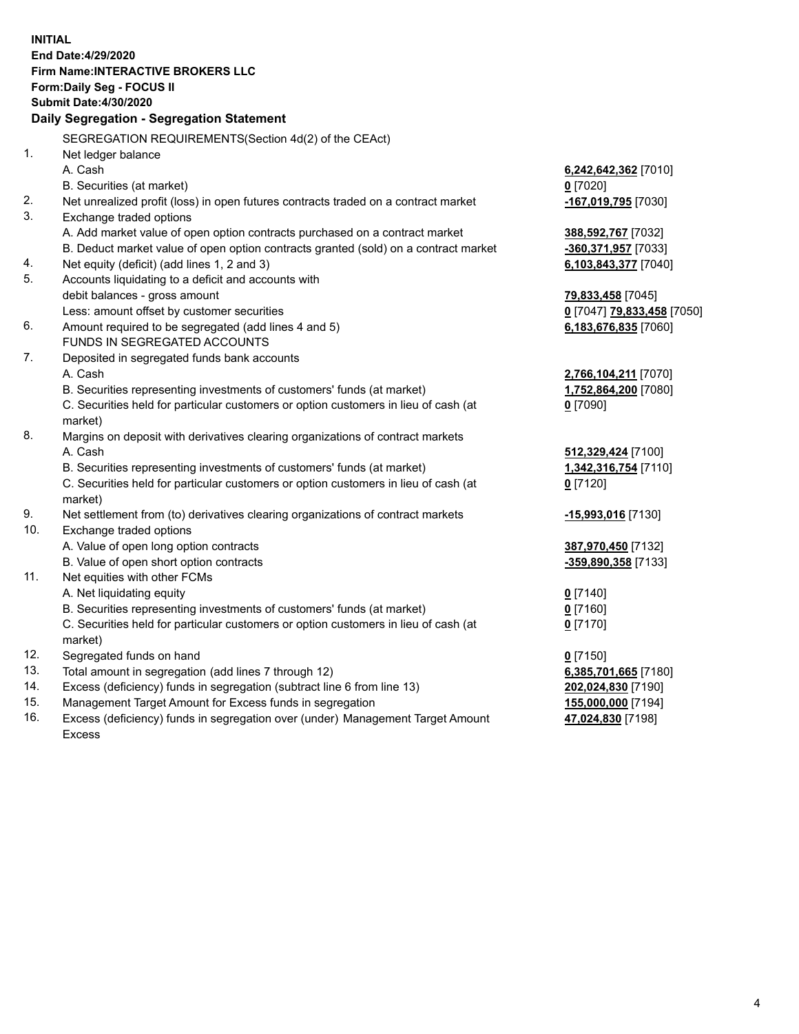**INITIAL**
**End Date:4/29/2020**
**Firm Name:INTERACTIVE BROKERS LLC**
**Form:Daily Seg - FOCUS II**
**Submit Date:4/30/2020**

## Daily Segregation - Segregation Statement

SEGREGATION REQUIREMENTS(Section 4d(2) of the CEAct)

| | | |
|---|---|---|
| 1. | Net ledger balance | |
| | A. Cash | **6,242,642,362** [7010] |
| | B. Securities (at market) | **0** [7020] |
| 2. | Net unrealized profit (loss) in open futures contracts traded on a contract market | **-167,019,795** [7030] |
| 3. | Exchange traded options | |
| | A. Add market value of open option contracts purchased on a contract market | **388,592,767** [7032] |
| | B. Deduct market value of open option contracts granted (sold) on a contract market | **-360,371,957** [7033] |
| 4. | Net equity (deficit) (add lines 1, 2 and 3) | **6,103,843,377** [7040] |
| 5. | Accounts liquidating to a deficit and accounts with | |
| | debit balances - gross amount | **79,833,458** [7045] |
| | Less: amount offset by customer securities | **0** [7047] **79,833,458** [7050] |
| 6. | Amount required to be segregated (add lines 4 and 5) | **6,183,676,835** [7060] |
| | FUNDS IN SEGREGATED ACCOUNTS | |
| 7. | Deposited in segregated funds bank accounts | |
| | A. Cash | **2,766,104,211** [7070] |
| | B. Securities representing investments of customers' funds (at market) | **1,752,864,200** [7080] |
| | C. Securities held for particular customers or option customers in lieu of cash (at market) | **0** [7090] |
| 8. | Margins on deposit with derivatives clearing organizations of contract markets | |
| | A. Cash | **512,329,424** [7100] |
| | B. Securities representing investments of customers' funds (at market) | **1,342,316,754** [7110] |
| | C. Securities held for particular customers or option customers in lieu of cash (at market) | **0** [7120] |
| 9. | Net settlement from (to) derivatives clearing organizations of contract markets | **-15,993,016** [7130] |
| 10. | Exchange traded options | |
| | A. Value of open long option contracts | **387,970,450** [7132] |
| | B. Value of open short option contracts | **-359,890,358** [7133] |
| 11. | Net equities with other FCMs | |
| | A. Net liquidating equity | **0** [7140] |
| | B. Securities representing investments of customers' funds (at market) | **0** [7160] |
| | C. Securities held for particular customers or option customers in lieu of cash (at market) | **0** [7170] |
| 12. | Segregated funds on hand | **0** [7150] |
| 13. | Total amount in segregation (add lines 7 through 12) | **6,385,701,665** [7180] |
| 14. | Excess (deficiency) funds in segregation (subtract line 6 from line 13) | **202,024,830** [7190] |
| 15. | Management Target Amount for Excess funds in segregation | **155,000,000** [7194] |
| 16. | Excess (deficiency) funds in segregation over (under) Management Target Amount Excess | **47,024,830** [7198] |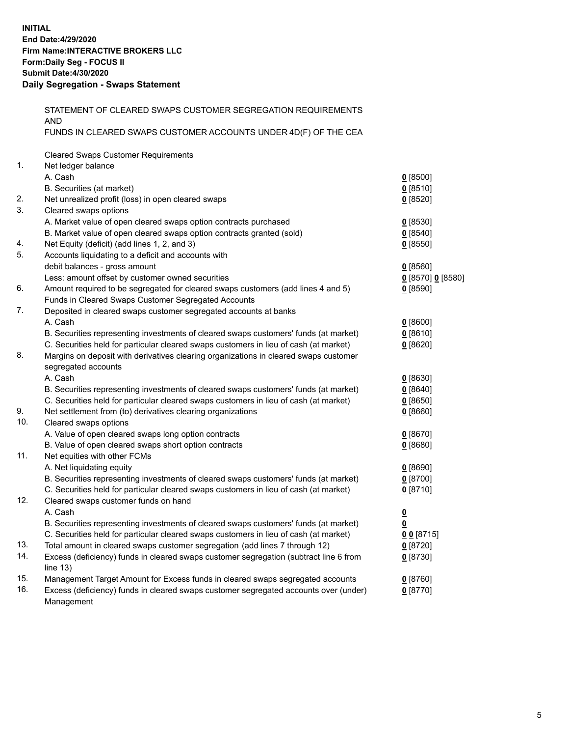**INITIAL**
**End Date:4/29/2020**
**Firm Name:INTERACTIVE BROKERS LLC**
**Form:Daily Seg - FOCUS II**
**Submit Date:4/30/2020**
**Daily Segregation - Swaps Statement**

STATEMENT OF CLEARED SWAPS CUSTOMER SEGREGATION REQUIREMENTS AND FUNDS IN CLEARED SWAPS CUSTOMER ACCOUNTS UNDER 4D(F) OF THE CEA

| | | |
|---|---|---|
| | Cleared Swaps Customer Requirements | |
| 1. | Net ledger balance | |
| | A. Cash | 0 [8500] |
| | B. Securities (at market) | 0 [8510] |
| 2. | Net unrealized profit (loss) in open cleared swaps | 0 [8520] |
| 3. | Cleared swaps options | |
| | A. Market value of open cleared swaps option contracts purchased | 0 [8530] |
| | B. Market value of open cleared swaps option contracts granted (sold) | 0 [8540] |
| 4. | Net Equity (deficit) (add lines 1, 2, and 3) | 0 [8550] |
| 5. | Accounts liquidating to a deficit and accounts with debit balances - gross amount | 0 [8560] |
| | Less: amount offset by customer owned securities | 0 [8570] 0 [8580] |
| 6. | Amount required to be segregated for cleared swaps customers (add lines 4 and 5) | 0 [8590] |
| | Funds in Cleared Swaps Customer Segregated Accounts | |
| 7. | Deposited in cleared swaps customer segregated accounts at banks | |
| | A. Cash | 0 [8600] |
| | B. Securities representing investments of cleared swaps customers' funds (at market) | 0 [8610] |
| | C. Securities held for particular cleared swaps customers in lieu of cash (at market) | 0 [8620] |
| 8. | Margins on deposit with derivatives clearing organizations in cleared swaps customer segregated accounts | |
| | A. Cash | 0 [8630] |
| | B. Securities representing investments of cleared swaps customers' funds (at market) | 0 [8640] |
| | C. Securities held for particular cleared swaps customers in lieu of cash (at market) | 0 [8650] |
| 9. | Net settlement from (to) derivatives clearing organizations | 0 [8660] |
| 10. | Cleared swaps options | |
| | A. Value of open cleared swaps long option contracts | 0 [8670] |
| | B. Value of open cleared swaps short option contracts | 0 [8680] |
| 11. | Net equities with other FCMs | |
| | A. Net liquidating equity | 0 [8690] |
| | B. Securities representing investments of cleared swaps customers' funds (at market) | 0 [8700] |
| | C. Securities held for particular cleared swaps customers in lieu of cash (at market) | 0 [8710] |
| 12. | Cleared swaps customer funds on hand | |
| | A. Cash | 0 |
| | B. Securities representing investments of cleared swaps customers' funds (at market) | 0 |
| | C. Securities held for particular cleared swaps customers in lieu of cash (at market) | 0 0 [8715] |
| 13. | Total amount in cleared swaps customer segregation (add lines 7 through 12) | 0 [8720] |
| 14. | Excess (deficiency) funds in cleared swaps customer segregation (subtract line 6 from line 13) | 0 [8730] |
| 15. | Management Target Amount for Excess funds in cleared swaps segregated accounts | 0 [8760] |
| 16. | Excess (deficiency) funds in cleared swaps customer segregated accounts over (under) Management | 0 [8770] |